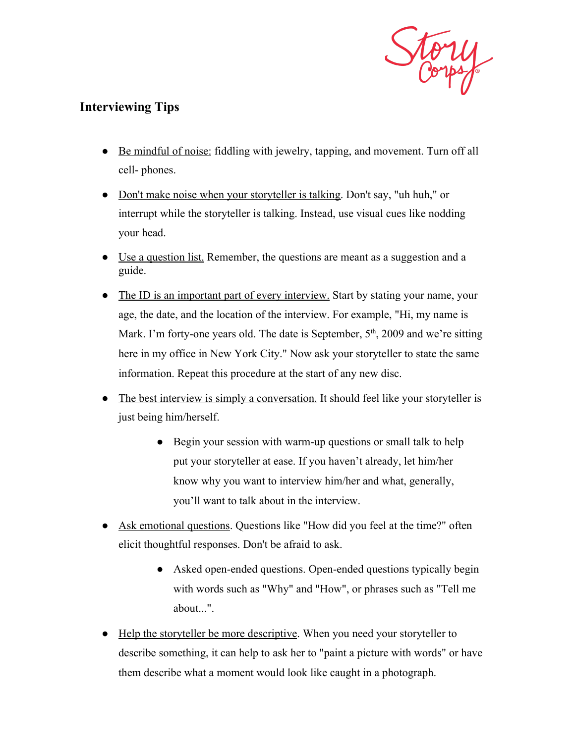StoryCorps

## Interviewing Tips

- Be mindful of noise: fiddling with jewelry, tapping, and movement. Turn off all cell- phones.
- Don't make noise when your storyteller is talking. Don't say, "uh huh," or interrupt while the storyteller is talking. Instead, use visual cues like nodding your head.
- Use a question list. Remember, the questions are meant as a suggestion and a guide.
- The ID is an important part of every interview. Start by stating your name, your age, the date, and the location of the interview. For example, "Hi, my name is Mark. I'm forty-one years old. The date is September, 5th, 2009 and we're sitting here in my office in New York City." Now ask your storyteller to state the same information. Repeat this procedure at the start of any new disc.
- The best interview is simply a conversation. It should feel like your storyteller is just being him/herself.
    - Begin your session with warm-up questions or small talk to help put your storyteller at ease. If you haven't already, let him/her know why you want to interview him/her and what, generally, you'll want to talk about in the interview.
- Ask emotional questions. Questions like "How did you feel at the time?" often elicit thoughtful responses. Don't be afraid to ask.
    - Asked open-ended questions. Open-ended questions typically begin with words such as "Why" and "How", or phrases such as "Tell me about...".
- Help the storyteller be more descriptive. When you need your storyteller to describe something, it can help to ask her to "paint a picture with words" or have them describe what a moment would look like caught in a photograph.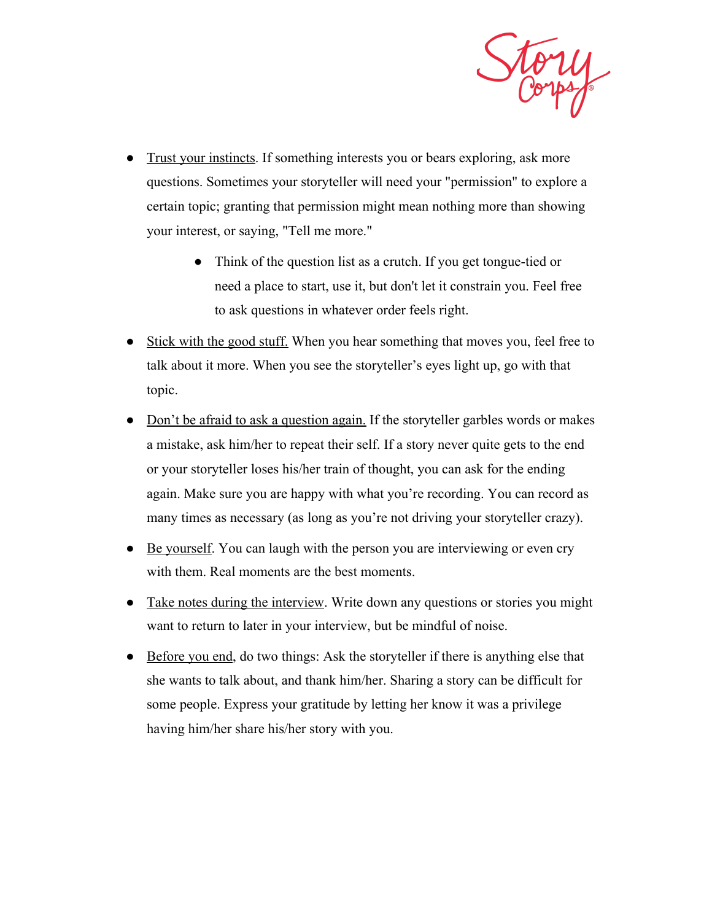- Trust your instincts. If something interests you or bears exploring, ask more questions. Sometimes your storyteller will need your "permission" to explore a certain topic; granting that permission might mean nothing more than showing your interest, or saying, "Tell me more."
    - Think of the question list as a crutch. If you get tongue-tied or need a place to start, use it, but don't let it constrain you. Feel free to ask questions in whatever order feels right.
- Stick with the good stuff. When you hear something that moves you, feel free to talk about it more. When you see the storyteller's eyes light up, go with that topic.
- Don't be afraid to ask a question again. If the storyteller garbles words or makes a mistake, ask him/her to repeat their self. If a story never quite gets to the end or your storyteller loses his/her train of thought, you can ask for the ending again. Make sure you are happy with what you're recording. You can record as many times as necessary (as long as you're not driving your storyteller crazy).
- Be yourself. You can laugh with the person you are interviewing or even cry with them. Real moments are the best moments.
- Take notes during the interview. Write down any questions or stories you might want to return to later in your interview, but be mindful of noise.
- Before you end, do two things: Ask the storyteller if there is anything else that she wants to talk about, and thank him/her. Sharing a story can be difficult for some people. Express your gratitude by letting her know it was a privilege having him/her share his/her story with you.